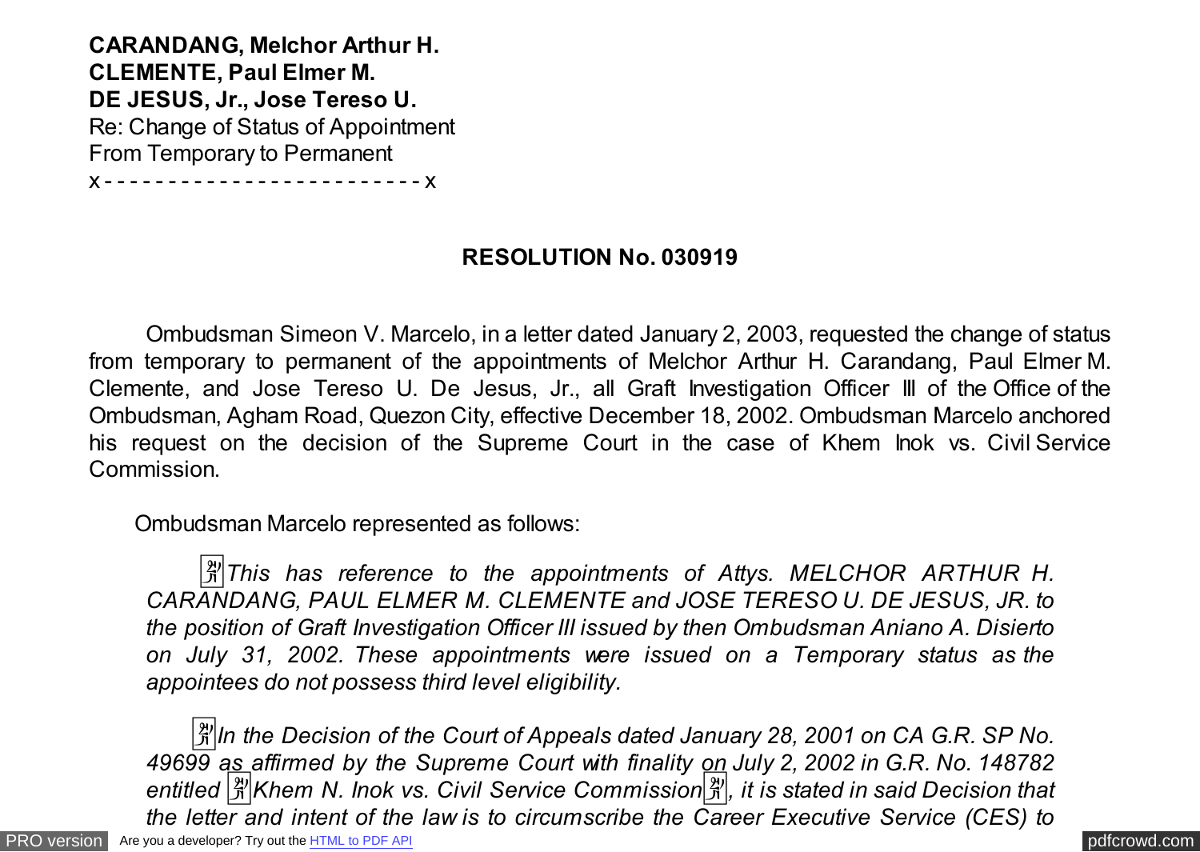**CARANDANG, Melchor Arthur H.**
**CLEMENTE, Paul Elmer M.**
**DE JESUS, Jr., Jose Tereso U.**
Re: Change of Status of Appointment
From Temporary to Permanent
x - - - - - - - - - - - - - - - - - - - - - - - - x

**RESOLUTION No. 030919**

Ombudsman Simeon V. Marcelo, in a letter dated January 2, 2003, requested the change of status from temporary to permanent of the appointments of Melchor Arthur H. Carandang, Paul Elmer M. Clemente, and Jose Tereso U. De Jesus, Jr., all Graft Investigation Officer III of the Office of the Ombudsman, Agham Road, Quezon City, effective December 18, 2002. Ombudsman Marcelo anchored his request on the decision of the Supreme Court in the case of Khem Inok vs. Civil Service Commission.

Ombudsman Marcelo represented as follows:

*"This has reference to the appointments of Attys. MELCHOR ARTHUR H. CARANDANG, PAUL ELMER M. CLEMENTE and JOSE TERESO U. DE JESUS, JR. to the position of Graft Investigation Officer III issued by then Ombudsman Aniano A. Disierto on July 31, 2002. These appointments were issued on a Temporary status as the appointees do not possess third level eligibility.*

*"In the Decision of the Court of Appeals dated January 28, 2001 on CA G.R. SP No. 49699 as affirmed by the Supreme Court with finality on July 2, 2002 in G.R. No. 148782 entitled "Khem N. Inok vs. Civil Service Commission", it is stated in said Decision that the letter and intent of the law is to circumscribe the Career Executive Service (CES) to*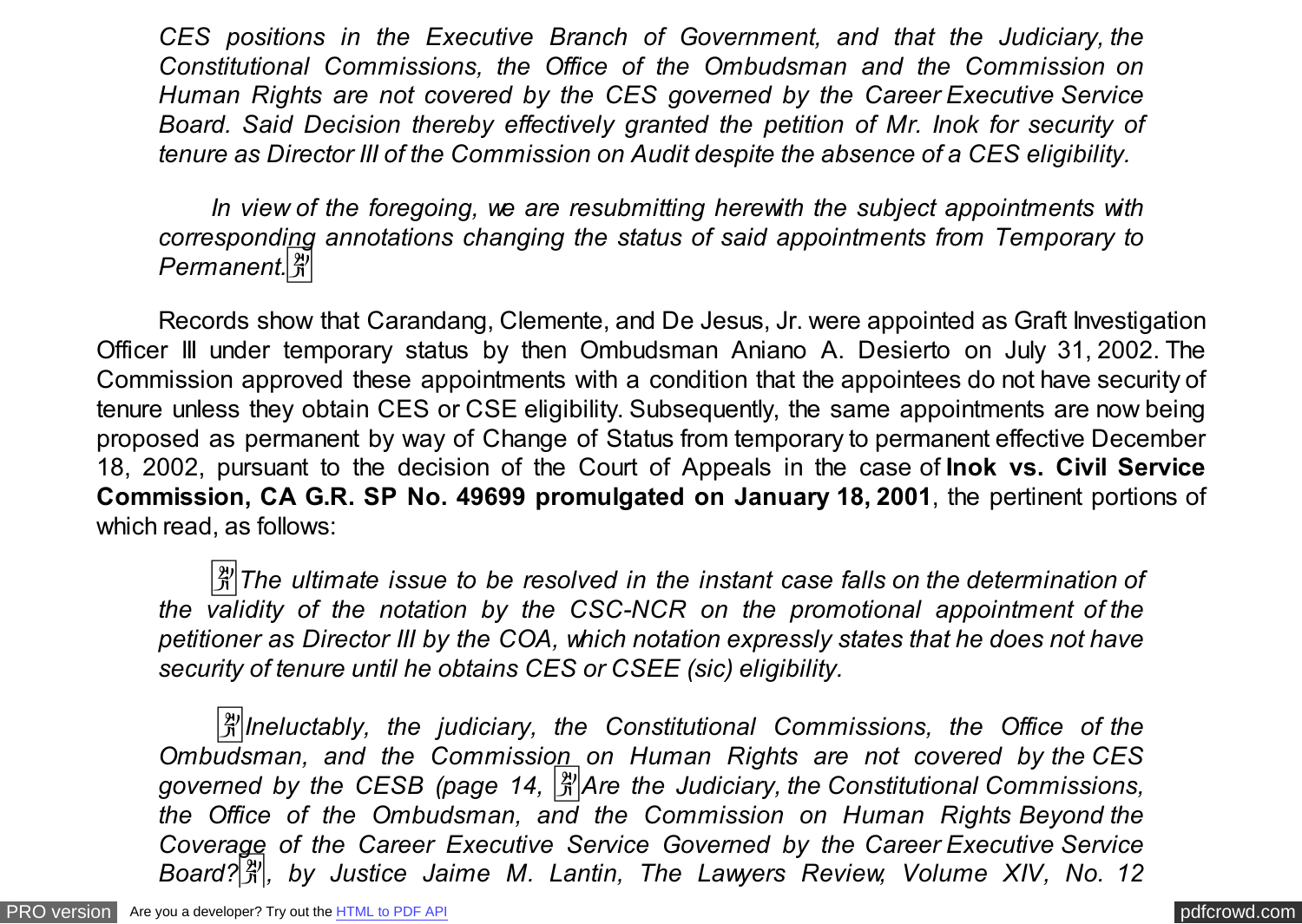*CES positions in the Executive Branch of Government, and that the Judiciary, the Constitutional Commissions, the Office of the Ombudsman and the Commission on Human Rights are not covered by the CES governed by the Career Executive Service Board. Said Decision thereby effectively granted the petition of Mr. Inok for security of tenure as Director III of the Commission on Audit despite the absence of a CES eligibility.*

*In view of the foregoing, we are resubmitting herewith the subject appointments with corresponding annotations changing the status of said appointments from Temporary to Permanent.*"

Records show that Carandang, Clemente, and De Jesus, Jr. were appointed as Graft Investigation Officer III under temporary status by then Ombudsman Aniano A. Desierto on July 31, 2002. The Commission approved these appointments with a condition that the appointees do not have security of tenure unless they obtain CES or CSE eligibility. Subsequently, the same appointments are now being proposed as permanent by way of Change of Status from temporary to permanent effective December 18, 2002, pursuant to the decision of the Court of Appeals in the case of **Inok vs. Civil Service Commission, CA G.R. SP No. 49699 promulgated on January 18, 2001**, the pertinent portions of which read, as follows:

"*The ultimate issue to be resolved in the instant case falls on the determination of the validity of the notation by the CSC-NCR on the promotional appointment of the petitioner as Director III by the COA, which notation expressly states that he does not have security of tenure until he obtains CES or CSEE (sic) eligibility.*

"*Ineluctably, the judiciary, the Constitutional Commissions, the Office of the Ombudsman, and the Commission on Human Rights are not covered by the CES governed by the CESB (page 14, "Are the Judiciary, the Constitutional Commissions, the Office of the Ombudsman, and the Commission on Human Rights Beyond the Coverage of the Career Executive Service Governed by the Career Executive Service Board?", by Justice Jaime M. Lantin, The Lawyers Review, Volume XIV, No. 12*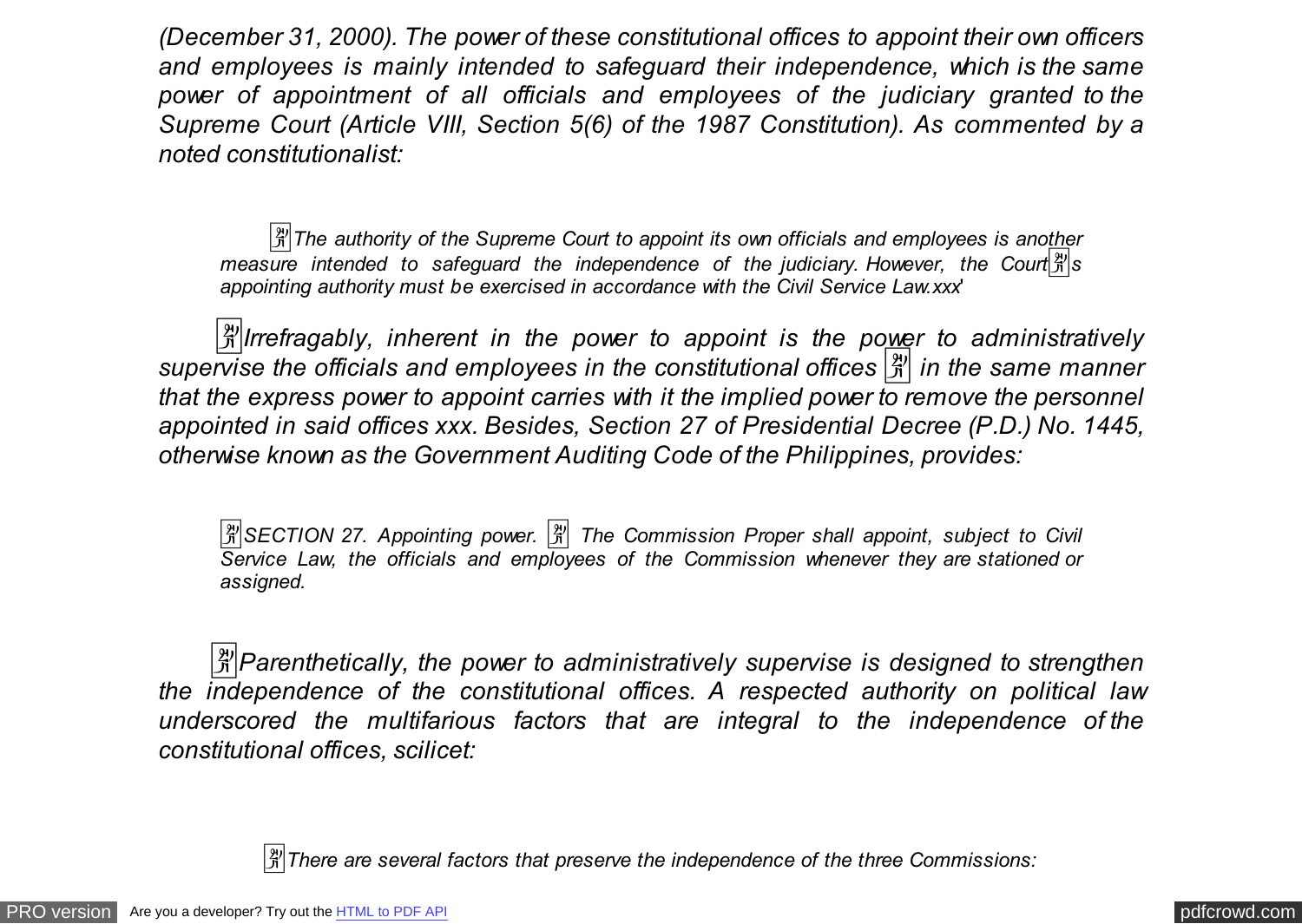*(December 31, 2000). The power of these constitutional offices to appoint their own officers and employees is mainly intended to safeguard their independence, which is the same power of appointment of all officials and employees of the judiciary granted to the Supreme Court (Article VIII, Section 5(6) of the 1987 Constitution). As commented by a noted constitutionalist:*

> *"The authority of the Supreme Court to appoint its own officials and employees is another measure intended to safeguard the independence of the judiciary. However, the Court's appointing authority must be exercised in accordance with the Civil Service Law.xxx'*

*"Irrefragably, inherent in the power to appoint is the power to administratively supervise the officials and employees in the constitutional offices – in the same manner that the express power to appoint carries with it the implied power to remove the personnel appointed in said offices xxx. Besides, Section 27 of Presidential Decree (P.D.) No. 1445, otherwise known as the Government Auditing Code of the Philippines, provides:*

> *"SECTION 27. Appointing power. – The Commission Proper shall appoint, subject to Civil Service Law, the officials and employees of the Commission whenever they are stationed or assigned.*

*"Parenthetically, the power to administratively supervise is designed to strengthen the independence of the constitutional offices. A respected authority on political law underscored the multifarious factors that are integral to the independence of the constitutional offices, scilicet:*

> *"There are several factors that preserve the independence of the three Commissions:*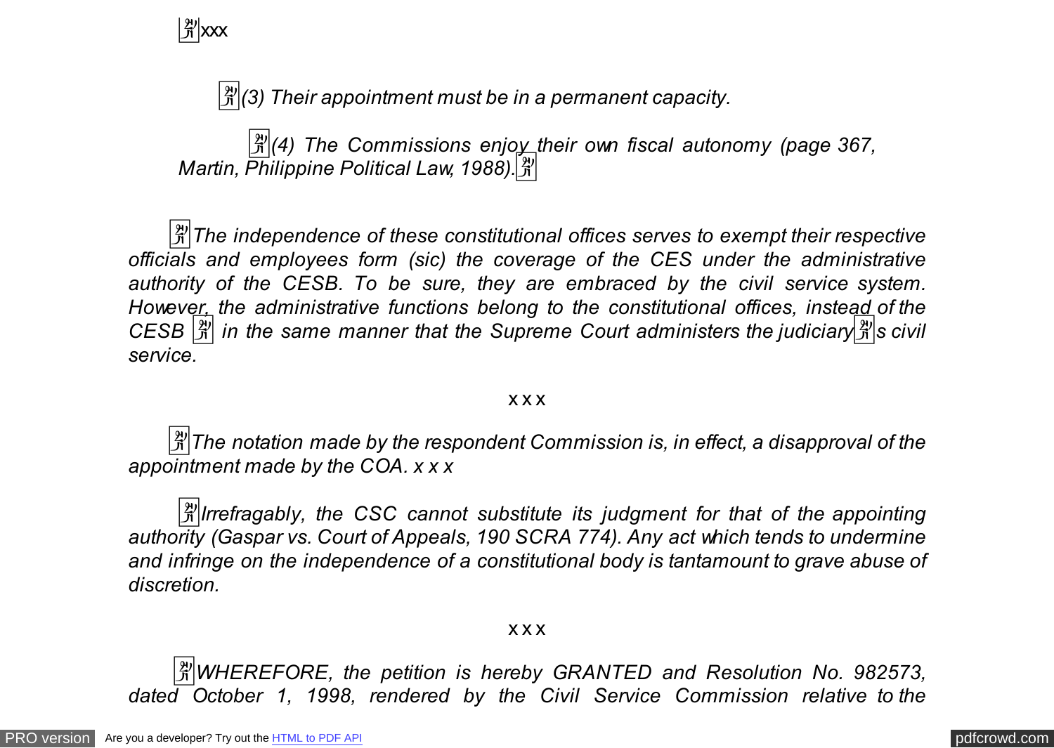xxx

*(3) Their appointment must be in a permanent capacity.*

*(4) The Commissions enjoy their own fiscal autonomy (page 367, Martin, Philippine Political Law, 1988).*

*The independence of these constitutional offices serves to exempt their respective officials and employees form (sic) the coverage of the CES under the administrative authority of the CESB. To be sure, they are embraced by the civil service system. However, the administrative functions belong to the constitutional offices, instead of the CESB in the same manner that the Supreme Court administers the judiciary's civil service.*

x x x

*The notation made by the respondent Commission is, in effect, a disapproval of the appointment made by the COA. x x x*

*Irrefragably, the CSC cannot substitute its judgment for that of the appointing authority (Gaspar vs. Court of Appeals, 190 SCRA 774). Any act which tends to undermine and infringe on the independence of a constitutional body is tantamount to grave abuse of discretion.*

x x x

*WHEREFORE, the petition is hereby GRANTED and Resolution No. 982573, dated October 1, 1998, rendered by the Civil Service Commission relative to the*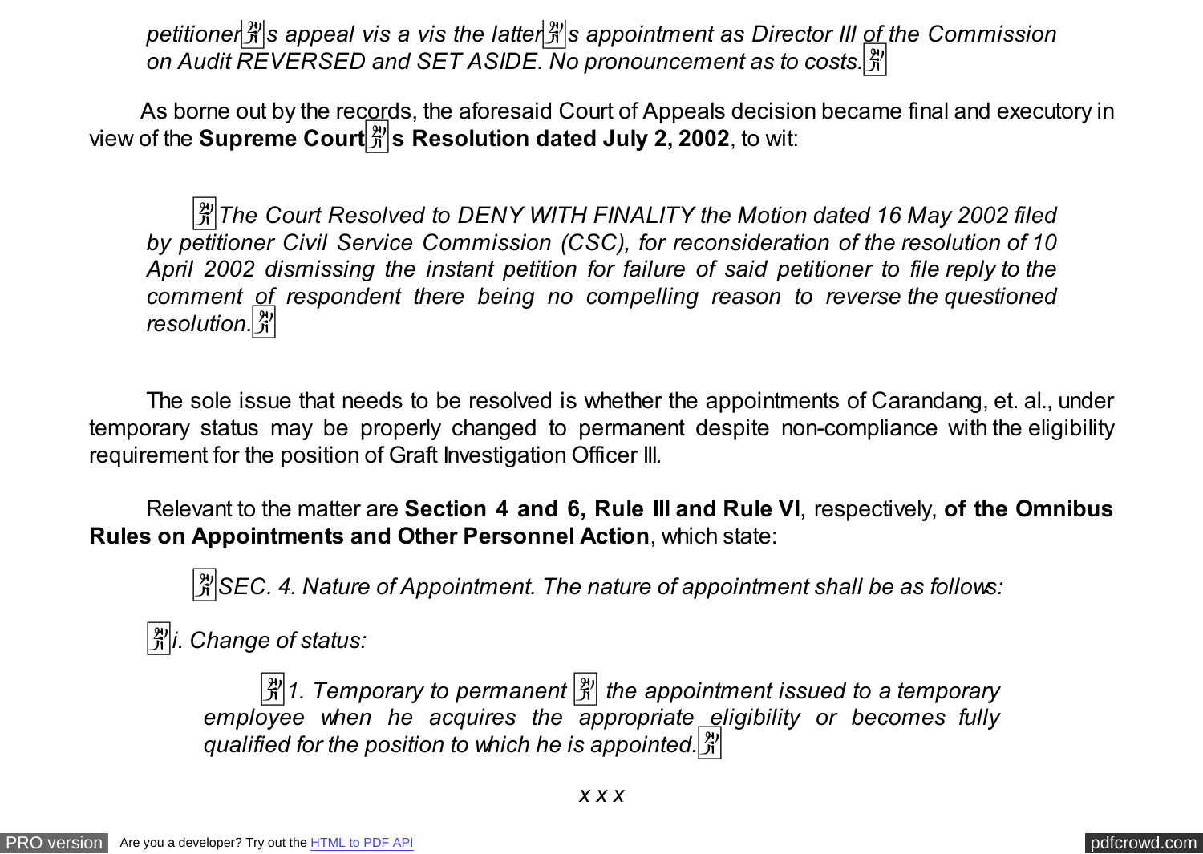*petitioner's appeal vis a vis the latter's appointment as Director III of the Commission on Audit REVERSED and SET ASIDE. No pronouncement as to costs.*

As borne out by the records, the aforesaid Court of Appeals decision became final and executory in view of the **Supreme Court's Resolution dated July 2, 2002**, to wit:

> *The Court Resolved to DENY WITH FINALITY the Motion dated 16 May 2002 filed by petitioner Civil Service Commission (CSC), for reconsideration of the resolution of 10 April 2002 dismissing the instant petition for failure of said petitioner to file reply to the comment of respondent there being no compelling reason to reverse the questioned resolution.*

The sole issue that needs to be resolved is whether the appointments of Carandang, et. al., under temporary status may be properly changed to permanent despite non-compliance with the eligibility requirement for the position of Graft Investigation Officer III.

Relevant to the matter are **Section 4 and 6, Rule III and Rule VI**, respectively, **of the Omnibus Rules on Appointments and Other Personnel Action**, which state:

> *SEC. 4. Nature of Appointment. The nature of appointment shall be as follows:*
>
> *i. Change of status:*
>
> > *1. Temporary to permanent – the appointment issued to a temporary employee when he acquires the appropriate eligibility or becomes fully qualified for the position to which he is appointed.*

*x x x*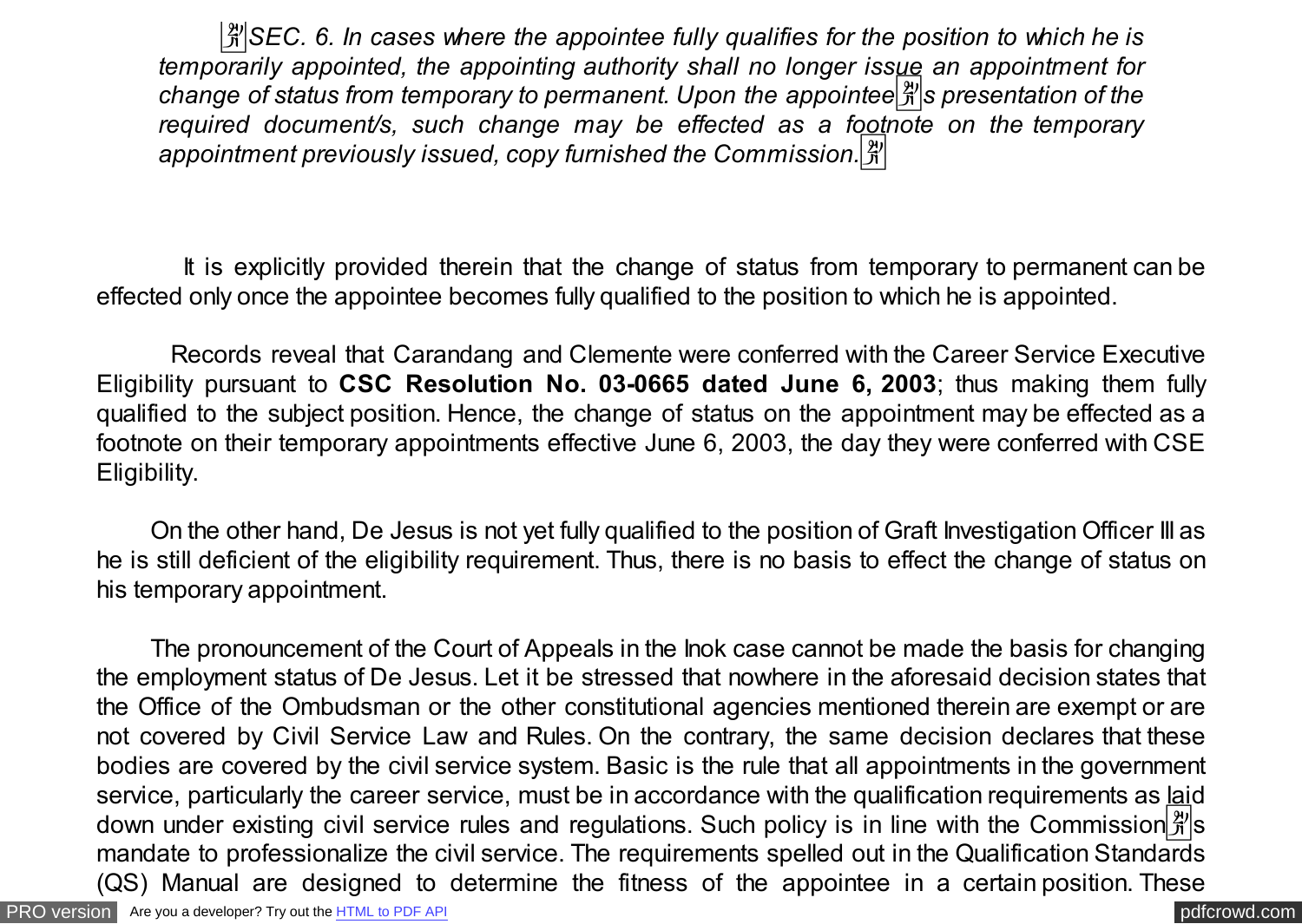*"SEC. 6. In cases where the appointee fully qualifies for the position to which he is temporarily appointed, the appointing authority shall no longer issue an appointment for change of status from temporary to permanent. Upon the appointee's presentation of the required document/s, such change may be effected as a footnote on the temporary appointment previously issued, copy furnished the Commission."*

It is explicitly provided therein that the change of status from temporary to permanent can be effected only once the appointee becomes fully qualified to the position to which he is appointed.

Records reveal that Carandang and Clemente were conferred with the Career Service Executive Eligibility pursuant to **CSC Resolution No. 03-0665 dated June 6, 2003**; thus making them fully qualified to the subject position. Hence, the change of status on the appointment may be effected as a footnote on their temporary appointments effective June 6, 2003, the day they were conferred with CSE Eligibility.

On the other hand, De Jesus is not yet fully qualified to the position of Graft Investigation Officer III as he is still deficient of the eligibility requirement. Thus, there is no basis to effect the change of status on his temporary appointment.

The pronouncement of the Court of Appeals in the Inok case cannot be made the basis for changing the employment status of De Jesus. Let it be stressed that nowhere in the aforesaid decision states that the Office of the Ombudsman or the other constitutional agencies mentioned therein are exempt or are not covered by Civil Service Law and Rules. On the contrary, the same decision declares that these bodies are covered by the civil service system. Basic is the rule that all appointments in the government service, particularly the career service, must be in accordance with the qualification requirements as laid down under existing civil service rules and regulations. Such policy is in line with the Commission's mandate to professionalize the civil service. The requirements spelled out in the Qualification Standards (QS) Manual are designed to determine the fitness of the appointee in a certain position. These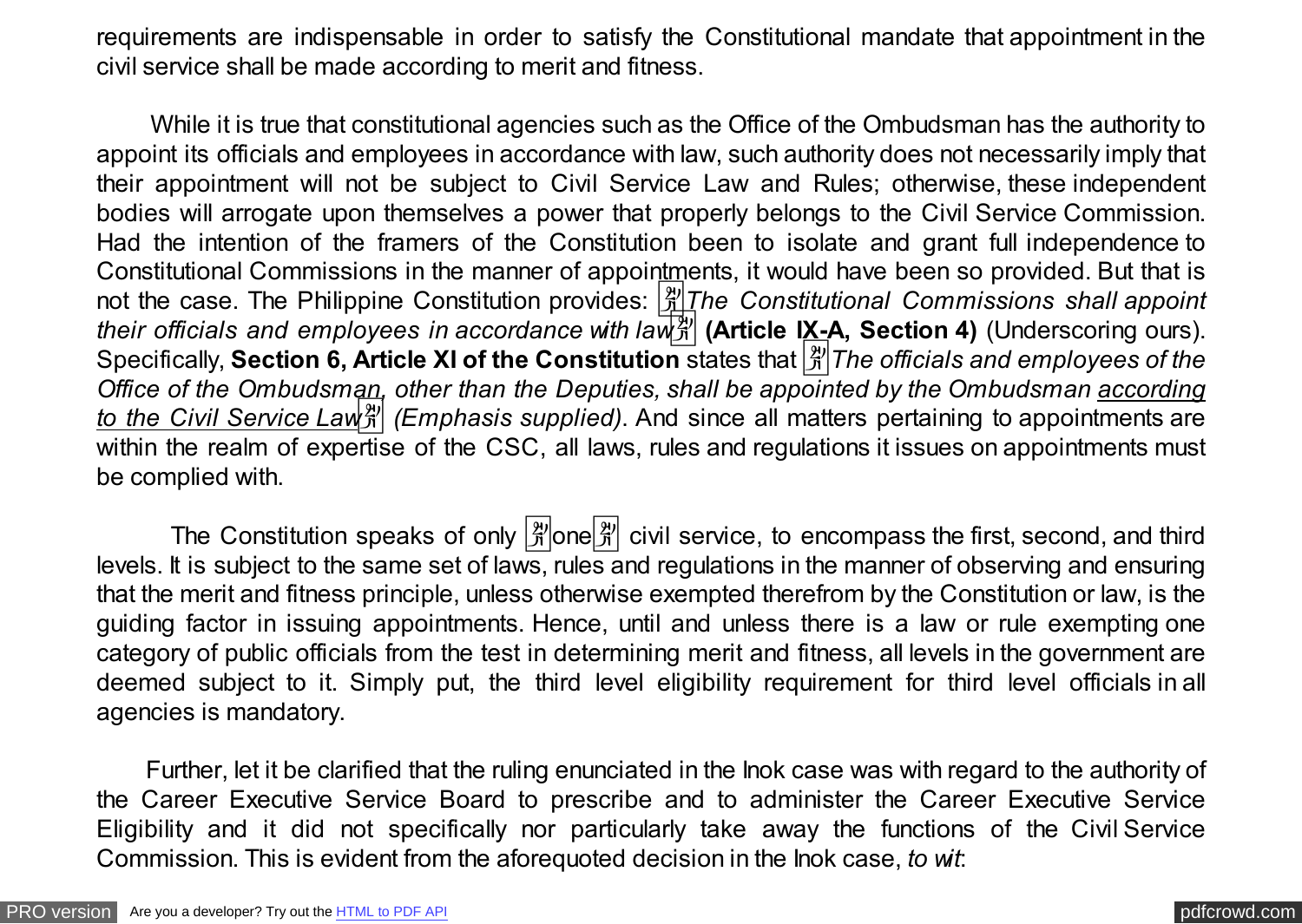requirements are indispensable in order to satisfy the Constitutional mandate that appointment in the civil service shall be made according to merit and fitness.

While it is true that constitutional agencies such as the Office of the Ombudsman has the authority to appoint its officials and employees in accordance with law, such authority does not necessarily imply that their appointment will not be subject to Civil Service Law and Rules; otherwise, these independent bodies will arrogate upon themselves a power that properly belongs to the Civil Service Commission. Had the intention of the framers of the Constitution been to isolate and grant full independence to Constitutional Commissions in the manner of appointments, it would have been so provided. But that is not the case. The Philippine Constitution provides: "*The Constitutional Commissions shall appoint their officials and employees in accordance with law*" **(Article IX-A, Section 4)** (Underscoring ours). Specifically, **Section 6, Article XI of the Constitution** states that "*The officials and employees of the Office of the Ombudsman, other than the Deputies, shall be appointed by the Ombudsman according to the Civil Service Law*" *(Emphasis supplied)*. And since all matters pertaining to appointments are within the realm of expertise of the CSC, all laws, rules and regulations it issues on appointments must be complied with.

The Constitution speaks of only "one" civil service, to encompass the first, second, and third levels. It is subject to the same set of laws, rules and regulations in the manner of observing and ensuring that the merit and fitness principle, unless otherwise exempted therefrom by the Constitution or law, is the guiding factor in issuing appointments. Hence, until and unless there is a law or rule exempting one category of public officials from the test in determining merit and fitness, all levels in the government are deemed subject to it. Simply put, the third level eligibility requirement for third level officials in all agencies is mandatory.

Further, let it be clarified that the ruling enunciated in the Inok case was with regard to the authority of the Career Executive Service Board to prescribe and to administer the Career Executive Service Eligibility and it did not specifically nor particularly take away the functions of the Civil Service Commission. This is evident from the aforequoted decision in the Inok case, *to wit*: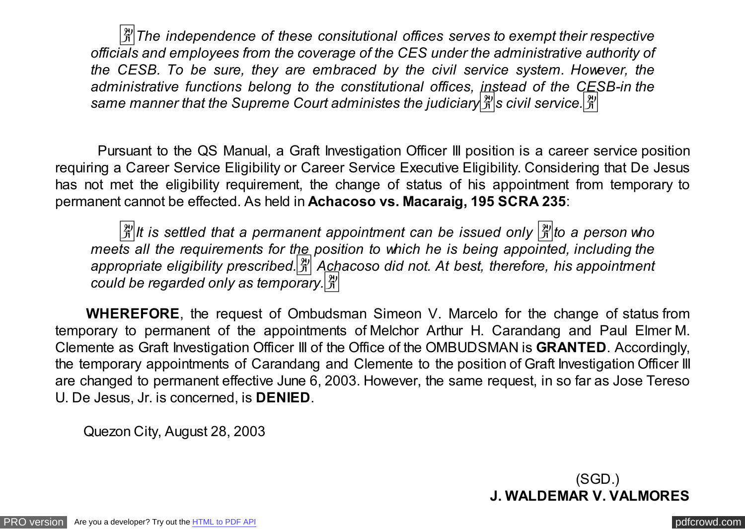*"The independence of these consitutional offices serves to exempt their respective officials and employees from the coverage of the CES under the administrative authority of the CESB. To be sure, they are embraced by the civil service system. However, the administrative functions belong to the constitutional offices, instead of the CESB-in the same manner that the Supreme Court administes the judiciary's civil service."*

Pursuant to the QS Manual, a Graft Investigation Officer III position is a career service position requiring a Career Service Eligibility or Career Service Executive Eligibility. Considering that De Jesus has not met the eligibility requirement, the change of status of his appointment from temporary to permanent cannot be effected. As held in **Achacoso vs. Macaraig, 195 SCRA 235**:

*"It is settled that a permanent appointment can be issued only "to a person who meets all the requirements for the position to which he is being appointed, including the appropriate eligibility prescribed." Achacoso did not. At best, therefore, his appointment could be regarded only as temporary."*

**WHEREFORE**, the request of Ombudsman Simeon V. Marcelo for the change of status from temporary to permanent of the appointments of Melchor Arthur H. Carandang and Paul Elmer M. Clemente as Graft Investigation Officer III of the Office of the OMBUDSMAN is **GRANTED**. Accordingly, the temporary appointments of Carandang and Clemente to the position of Graft Investigation Officer III are changed to permanent effective June 6, 2003. However, the same request, in so far as Jose Tereso U. De Jesus, Jr. is concerned, is **DENIED**.

Quezon City, August 28, 2003

(SGD.)
**J. WALDEMAR V. VALMORES**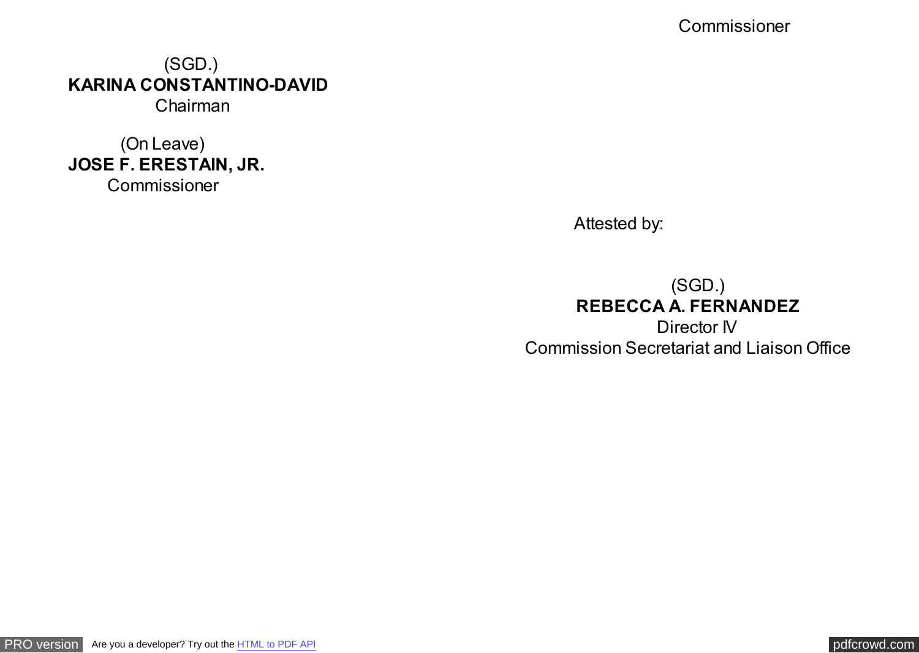Commissioner

(SGD.)
**KARINA CONSTANTINO-DAVID**
Chairman

(On Leave)
**JOSE F. ERESTAIN, JR.**
Commissioner

Attested by:

(SGD.)
**REBECCA A. FERNANDEZ**
Director IV
Commission Secretariat and Liaison Office